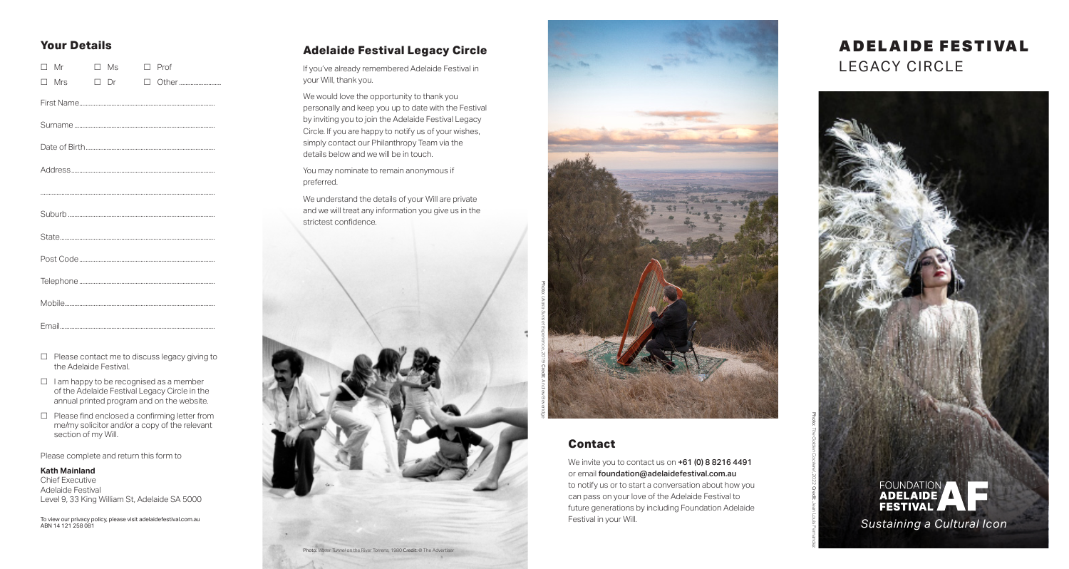## Your Details

☐ Mr ☐ Ms ☐ Prof
☐ Mrs ☐ Dr ☐ Other ..........................

First Name.................................................................................

Surname.....................................................................................

Date of Birth..............................................................................

Address.......................................................................................

.....................................................................................................

Suburb.........................................................................................

State............................................................................................

Post Code....................................................................................

Telephone....................................................................................

Mobile..........................................................................................

Email............................................................................................

- ☐ Please contact me to discuss legacy giving to the Adelaide Festival.
- ☐ I am happy to be recognised as a member of the Adelaide Festival Legacy Circle in the annual printed program and on the website.
- ☐ Please find enclosed a confirming letter from me/my solicitor and/or a copy of the relevant section of my Will.

Please complete and return this form to

**Kath Mainland**
Chief Executive
Adelaide Festival
Level 9, 33 King William St, Adelaide SA 5000

To view our privacy policy, please visit adelaidefestival.com.au
ABN 14 121 258 081

## Adelaide Festival Legacy Circle

If you've already remembered Adelaide Festival in your Will, thank you.

We would love the opportunity to thank you personally and keep you up to date with the Festival by inviting you to join the Adelaide Festival Legacy Circle. If you are happy to notify us of your wishes, simply contact our Philanthropy Team via the details below and we will be in touch.

You may nominate to remain anonymous if preferred.

We understand the details of your Will are private and we will treat any information you give us in the strictest confidence.

Photo: *Water Tunnel* on the River Torrens, 1980 Credit: © The Advertiser

Photo: *Ukaria Sunset Experience*, 2019 Credit: Andrew Beveridge

## Contact

We invite you to contact us on **+61 (0) 8 8216 4491** or email **foundation@adelaidefestival.com.au** to notify us or to start a conversation about how you can pass on your love of the Adelaide Festival to future generations by including Foundation Adelaide Festival in your Will.

# ADELAIDE FESTIVAL
## LEGACY CIRCLE

Photo: *The Golden Cockerel*, 2022 Credit: Juan Louis Fernandez

FOUNDATION ADELAIDE FESTIVAL AF

*Sustaining a Cultural Icon*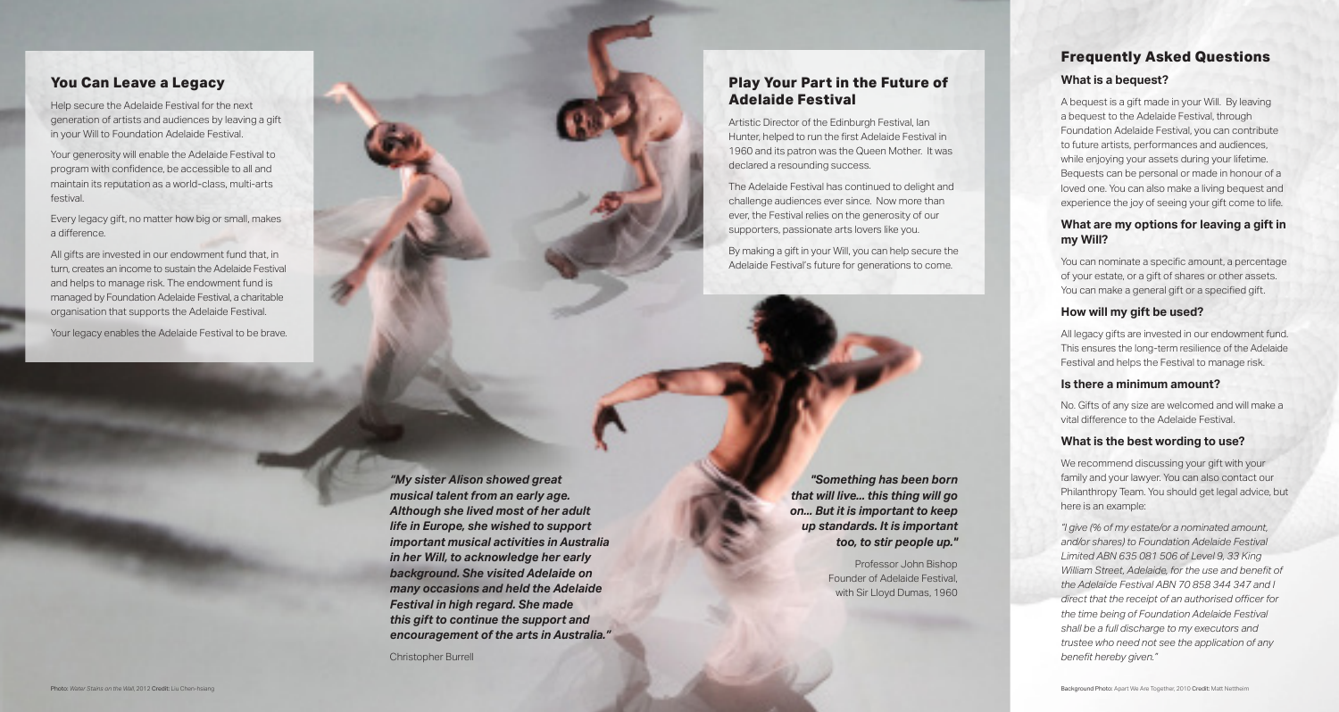## You Can Leave a Legacy

Help secure the Adelaide Festival for the next generation of artists and audiences by leaving a gift in your Will to Foundation Adelaide Festival.

Your generosity will enable the Adelaide Festival to program with confidence, be accessible to all and maintain its reputation as a world-class, multi-arts festival.

Every legacy gift, no matter how big or small, makes a difference.

All gifts are invested in our endowment fund that, in turn, creates an income to sustain the Adelaide Festival and helps to manage risk. The endowment fund is managed by Foundation Adelaide Festival, a charitable organisation that supports the Adelaide Festival.

Your legacy enables the Adelaide Festival to be brave.

## Play Your Part in the Future of Adelaide Festival

Artistic Director of the Edinburgh Festival, Ian Hunter, helped to run the first Adelaide Festival in 1960 and its patron was the Queen Mother. It was declared a resounding success.

The Adelaide Festival has continued to delight and challenge audiences ever since. Now more than ever, the Festival relies on the generosity of our supporters, passionate arts lovers like you.

By making a gift in your Will, you can help secure the Adelaide Festival's future for generations to come.

***"My sister Alison showed great musical talent from an early age. Although she lived most of her adult life in Europe, she wished to support important musical activities in Australia in her Will, to acknowledge her early background. She visited Adelaide on many occasions and held the Adelaide Festival in high regard. She made this gift to continue the support and encouragement of the arts in Australia."***

Christopher Burrell

***"Something has been born that will live... this thing will go on... But it is important to keep up standards. It is important too, to stir people up."***

Professor John Bishop
Founder of Adelaide Festival, with Sir Lloyd Dumas, 1960

## Frequently Asked Questions

### What is a bequest?

A bequest is a gift made in your Will. By leaving a bequest to the Adelaide Festival, through Foundation Adelaide Festival, you can contribute to future artists, performances and audiences, while enjoying your assets during your lifetime. Bequests can be personal or made in honour of a loved one. You can also make a living bequest and experience the joy of seeing your gift come to life.

### What are my options for leaving a gift in my Will?

You can nominate a specific amount, a percentage of your estate, or a gift of shares or other assets. You can make a general gift or a specified gift.

### How will my gift be used?

All legacy gifts are invested in our endowment fund. This ensures the long-term resilience of the Adelaide Festival and helps the Festival to manage risk.

### Is there a minimum amount?

No. Gifts of any size are welcomed and will make a vital difference to the Adelaide Festival.

### What is the best wording to use?

We recommend discussing your gift with your family and your lawyer. You can also contact our Philanthropy Team. You should get legal advice, but here is an example:

*"I give (% of my estate/or a nominated amount, and/or shares) to Foundation Adelaide Festival Limited ABN 635 081 506 of Level 9, 33 King William Street, Adelaide, for the use and benefit of the Adelaide Festival ABN 70 858 344 347 and I direct that the receipt of an authorised officer for the time being of Foundation Adelaide Festival shall be a full discharge to my executors and trustee who need not see the application of any benefit hereby given."*

Photo: *Water Stains on the Wall*, 2012 Credit: Liu Chen-hsiang

Background Photo: Apart We Are Together, 2010 Credit: Matt Nettheim